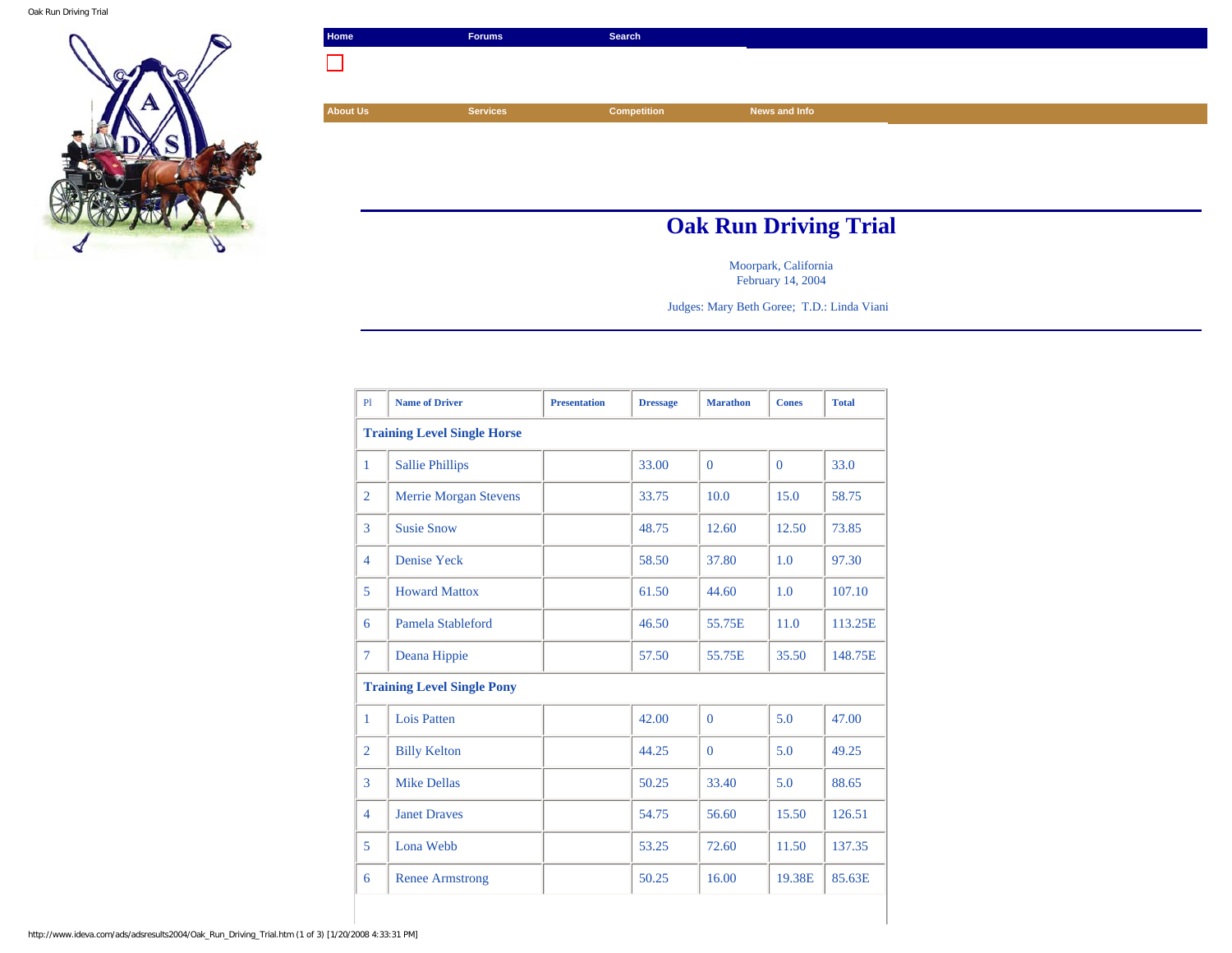Home | Forums | Search

About Us | Services | Competition | News and Info

# Oak Run Driving Trial

Moorpark, California
February 14, 2004

Judges: Mary Beth Goree; T.D.: Linda Viani

| Pl | Name of Driver | Presentation | Dressage | Marathon | Cones | Total |
|---|---|---|---|---|---|---|
| **Training Level Single Horse** | | | | | | |
| 1 | Sallie Phillips | | 33.00 | 0 | 0 | 33.0 |
| 2 | Merrie Morgan Stevens | | 33.75 | 10.0 | 15.0 | 58.75 |
| 3 | Susie Snow | | 48.75 | 12.60 | 12.50 | 73.85 |
| 4 | Denise Yeck | | 58.50 | 37.80 | 1.0 | 97.30 |
| 5 | Howard Mattox | | 61.50 | 44.60 | 1.0 | 107.10 |
| 6 | Pamela Stableford | | 46.50 | 55.75E | 11.0 | 113.25E |
| 7 | Deana Hippie | | 57.50 | 55.75E | 35.50 | 148.75E |
| **Training Level Single Pony** | | | | | | |
| 1 | Lois Patten | | 42.00 | 0 | 5.0 | 47.00 |
| 2 | Billy Kelton | | 44.25 | 0 | 5.0 | 49.25 |
| 3 | Mike Dellas | | 50.25 | 33.40 | 5.0 | 88.65 |
| 4 | Janet Draves | | 54.75 | 56.60 | 15.50 | 126.51 |
| 5 | Lona Webb | | 53.25 | 72.60 | 11.50 | 137.35 |
| 6 | Renee Armstrong | | 50.25 | 16.00 | 19.38E | 85.63E |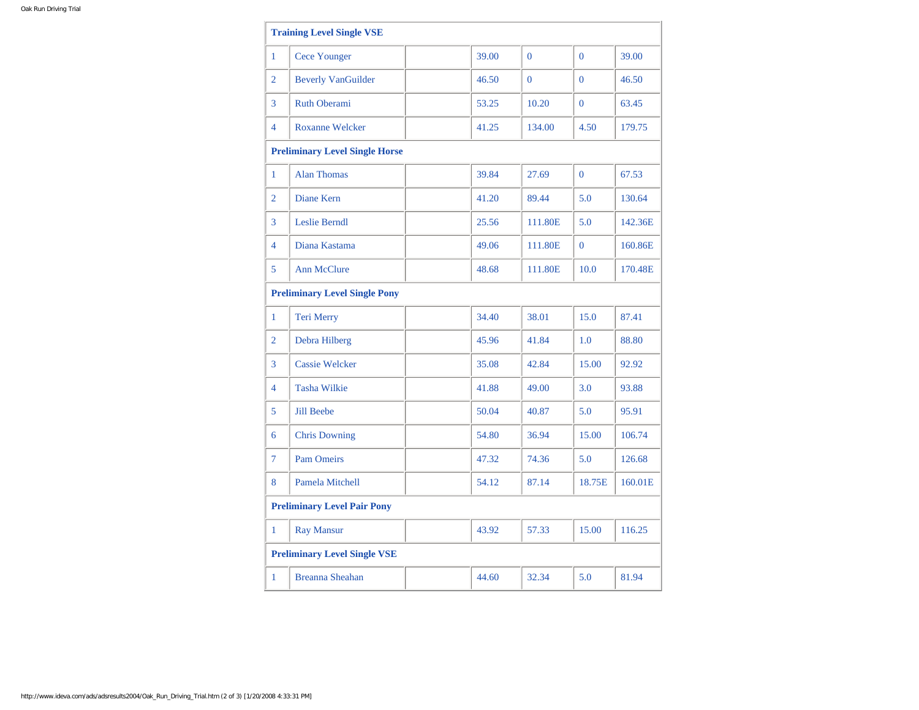| | | | | | | |
|---|---|---|---|---|---|---|
| **Training Level Single VSE** | | | | | | |
| 1 | Cece Younger | | 39.00 | 0 | 0 | 39.00 |
| 2 | Beverly VanGuilder | | 46.50 | 0 | 0 | 46.50 |
| 3 | Ruth Oberami | | 53.25 | 10.20 | 0 | 63.45 |
| 4 | Roxanne Welcker | | 41.25 | 134.00 | 4.50 | 179.75 |
| **Preliminary Level Single Horse** | | | | | | |
| 1 | Alan Thomas | | 39.84 | 27.69 | 0 | 67.53 |
| 2 | Diane Kern | | 41.20 | 89.44 | 5.0 | 130.64 |
| 3 | Leslie Berndl | | 25.56 | 111.80E | 5.0 | 142.36E |
| 4 | Diana Kastama | | 49.06 | 111.80E | 0 | 160.86E |
| 5 | Ann McClure | | 48.68 | 111.80E | 10.0 | 170.48E |
| **Preliminary Level Single Pony** | | | | | | |
| 1 | Teri Merry | | 34.40 | 38.01 | 15.0 | 87.41 |
| 2 | Debra Hilberg | | 45.96 | 41.84 | 1.0 | 88.80 |
| 3 | Cassie Welcker | | 35.08 | 42.84 | 15.00 | 92.92 |
| 4 | Tasha Wilkie | | 41.88 | 49.00 | 3.0 | 93.88 |
| 5 | Jill Beebe | | 50.04 | 40.87 | 5.0 | 95.91 |
| 6 | Chris Downing | | 54.80 | 36.94 | 15.00 | 106.74 |
| 7 | Pam Omeirs | | 47.32 | 74.36 | 5.0 | 126.68 |
| 8 | Pamela Mitchell | | 54.12 | 87.14 | 18.75E | 160.01E |
| **Preliminary Level Pair Pony** | | | | | | |
| 1 | Ray Mansur | | 43.92 | 57.33 | 15.00 | 116.25 |
| **Preliminary Level Single VSE** | | | | | | |
| 1 | Breanna Sheahan | | 44.60 | 32.34 | 5.0 | 81.94 |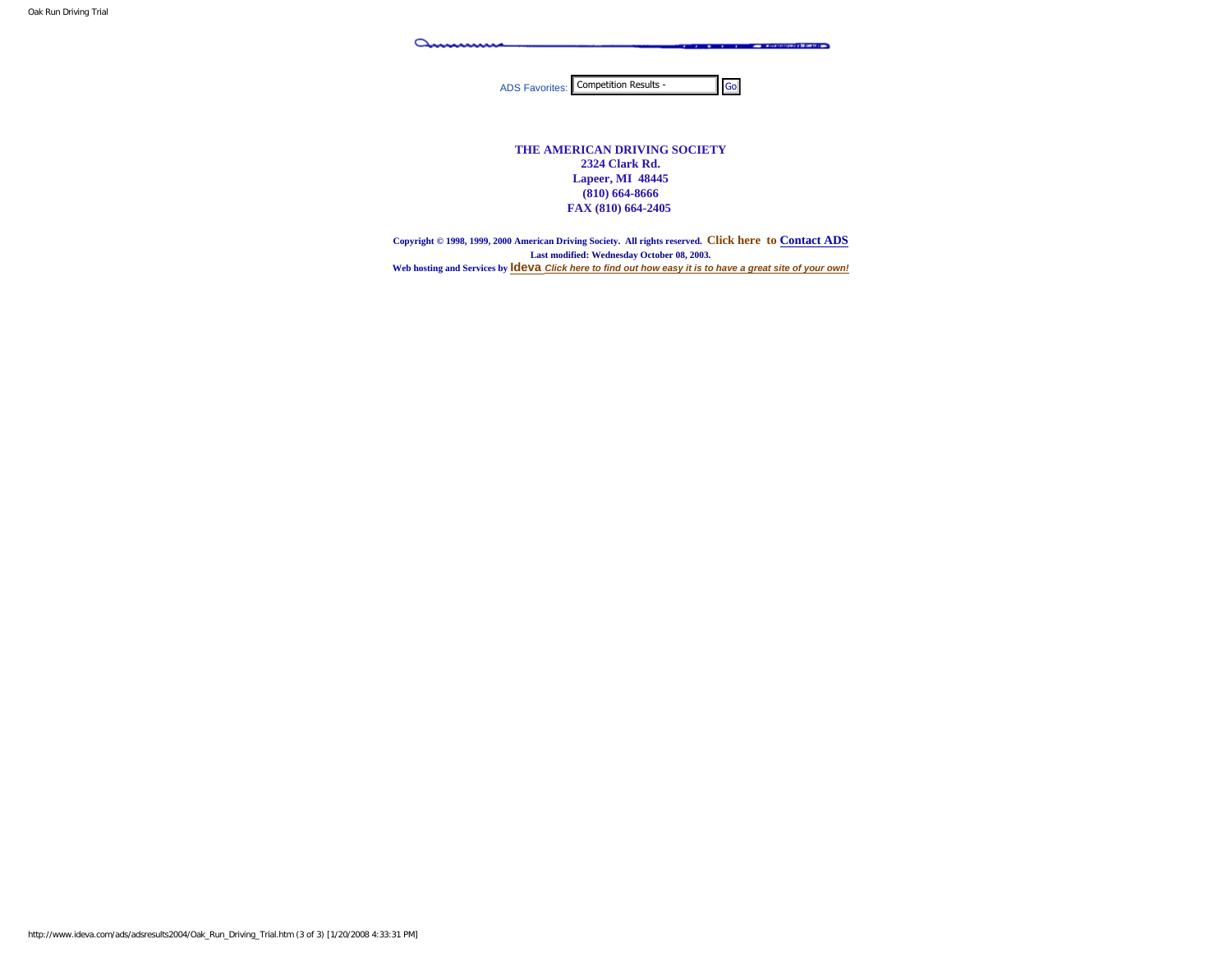ADS Favorites: Competition Results - Go

**THE AMERICAN DRIVING SOCIETY**
**2324 Clark Rd.**
**Lapeer, MI 48445**
**(810) 664-8666**
**FAX (810) 664-2405**

**Copyright © 1998, 1999, 2000 American Driving Society. All rights reserved. Click here to Contact ADS**
**Last modified: Wednesday October 08, 2003.**
**Web hosting and Services by Ideva** ***Click here to find out how easy it is to have a great site of your own!***